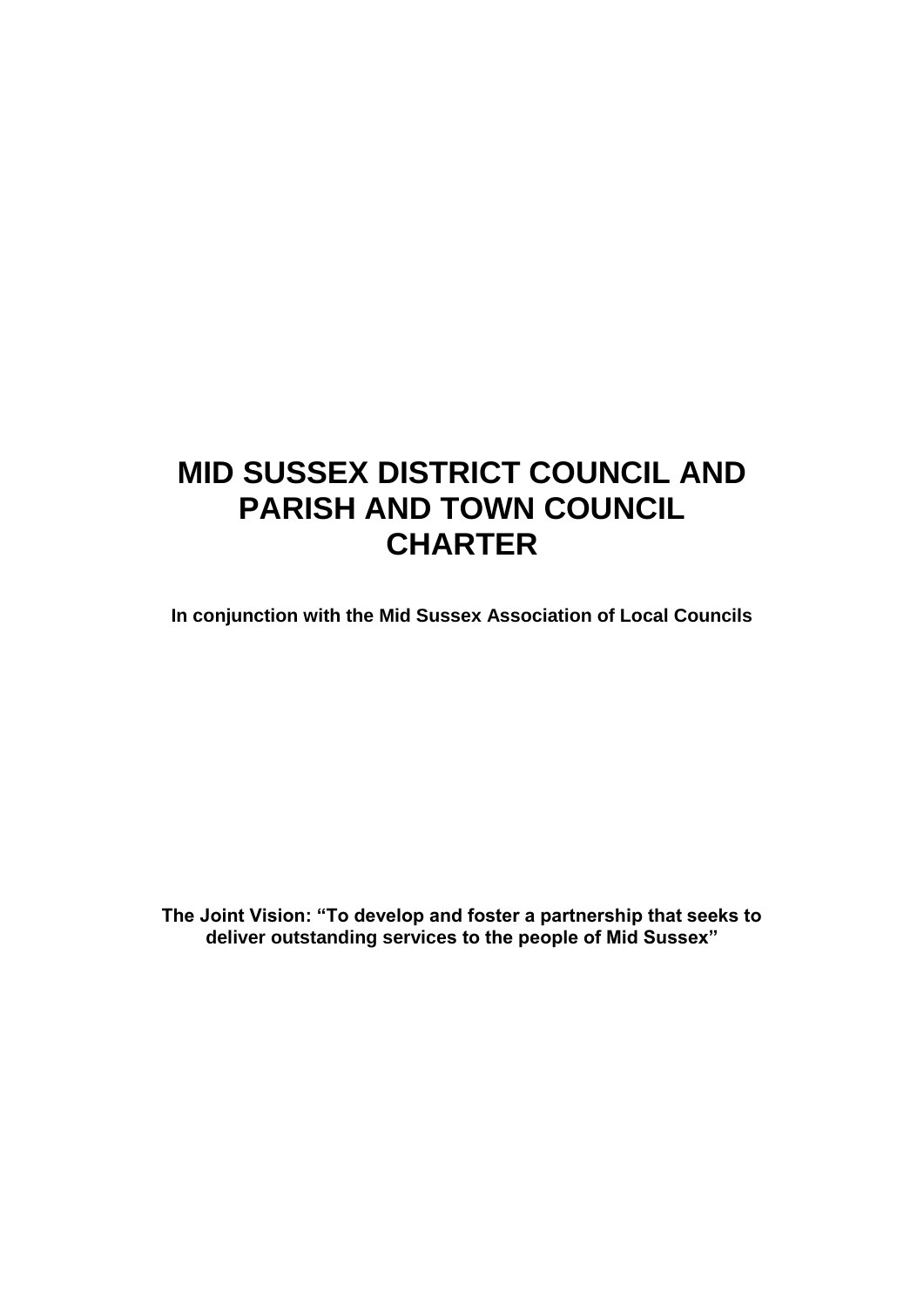# MID SUSSEX DISTRICT COUNCIL AND PARISH AND TOWN COUNCIL CHARTER

**In conjunction with the Mid Sussex Association of Local Councils**

**The Joint Vision: "To develop and foster a partnership that seeks to deliver outstanding services to the people of Mid Sussex"**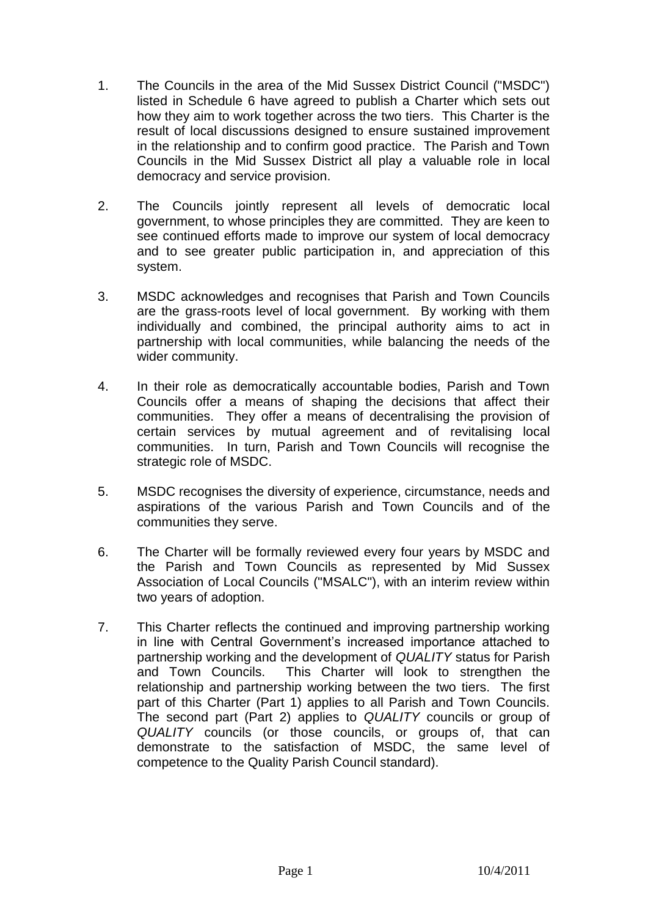1. The Councils in the area of the Mid Sussex District Council ("MSDC") listed in Schedule 6 have agreed to publish a Charter which sets out how they aim to work together across the two tiers. This Charter is the result of local discussions designed to ensure sustained improvement in the relationship and to confirm good practice. The Parish and Town Councils in the Mid Sussex District all play a valuable role in local democracy and service provision.

2. The Councils jointly represent all levels of democratic local government, to whose principles they are committed. They are keen to see continued efforts made to improve our system of local democracy and to see greater public participation in, and appreciation of this system.

3. MSDC acknowledges and recognises that Parish and Town Councils are the grass-roots level of local government. By working with them individually and combined, the principal authority aims to act in partnership with local communities, while balancing the needs of the wider community.

4. In their role as democratically accountable bodies, Parish and Town Councils offer a means of shaping the decisions that affect their communities. They offer a means of decentralising the provision of certain services by mutual agreement and of revitalising local communities. In turn, Parish and Town Councils will recognise the strategic role of MSDC.

5. MSDC recognises the diversity of experience, circumstance, needs and aspirations of the various Parish and Town Councils and of the communities they serve.

6. The Charter will be formally reviewed every four years by MSDC and the Parish and Town Councils as represented by Mid Sussex Association of Local Councils ("MSALC"), with an interim review within two years of adoption.

7. This Charter reflects the continued and improving partnership working in line with Central Government's increased importance attached to partnership working and the development of *QUALITY* status for Parish and Town Councils. This Charter will look to strengthen the relationship and partnership working between the two tiers. The first part of this Charter (Part 1) applies to all Parish and Town Councils. The second part (Part 2) applies to *QUALITY* councils or group of *QUALITY* councils (or those councils, or groups of, that can demonstrate to the satisfaction of MSDC, the same level of competence to the Quality Parish Council standard).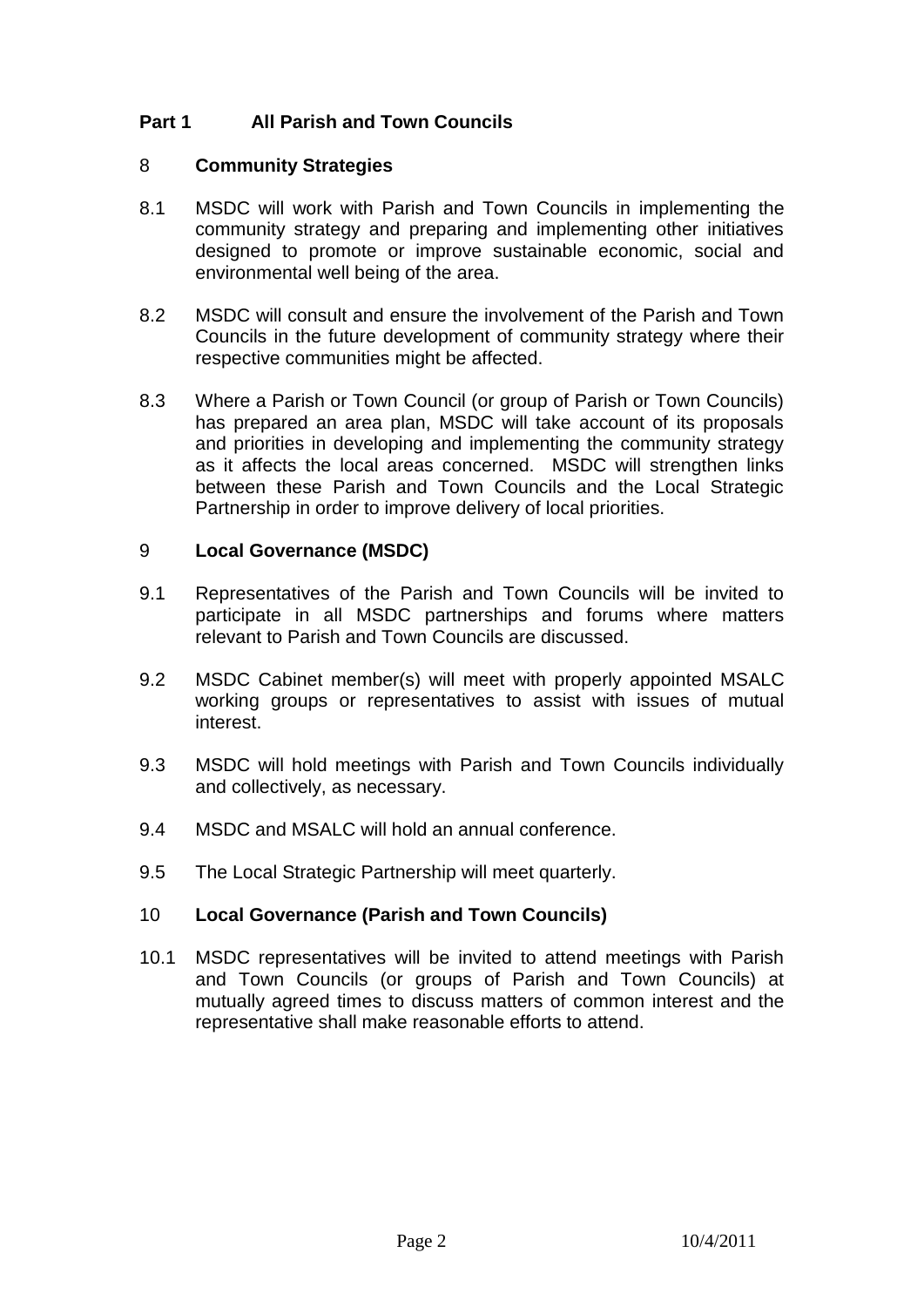## Part 1 All Parish and Town Councils

### 8 Community Strategies

8.1 MSDC will work with Parish and Town Councils in implementing the community strategy and preparing and implementing other initiatives designed to promote or improve sustainable economic, social and environmental well being of the area.

8.2 MSDC will consult and ensure the involvement of the Parish and Town Councils in the future development of community strategy where their respective communities might be affected.

8.3 Where a Parish or Town Council (or group of Parish or Town Councils) has prepared an area plan, MSDC will take account of its proposals and priorities in developing and implementing the community strategy as it affects the local areas concerned. MSDC will strengthen links between these Parish and Town Councils and the Local Strategic Partnership in order to improve delivery of local priorities.

### 9 Local Governance (MSDC)

9.1 Representatives of the Parish and Town Councils will be invited to participate in all MSDC partnerships and forums where matters relevant to Parish and Town Councils are discussed.

9.2 MSDC Cabinet member(s) will meet with properly appointed MSALC working groups or representatives to assist with issues of mutual interest.

9.3 MSDC will hold meetings with Parish and Town Councils individually and collectively, as necessary.

9.4 MSDC and MSALC will hold an annual conference.

9.5 The Local Strategic Partnership will meet quarterly.

### 10 Local Governance (Parish and Town Councils)

10.1 MSDC representatives will be invited to attend meetings with Parish and Town Councils (or groups of Parish and Town Councils) at mutually agreed times to discuss matters of common interest and the representative shall make reasonable efforts to attend.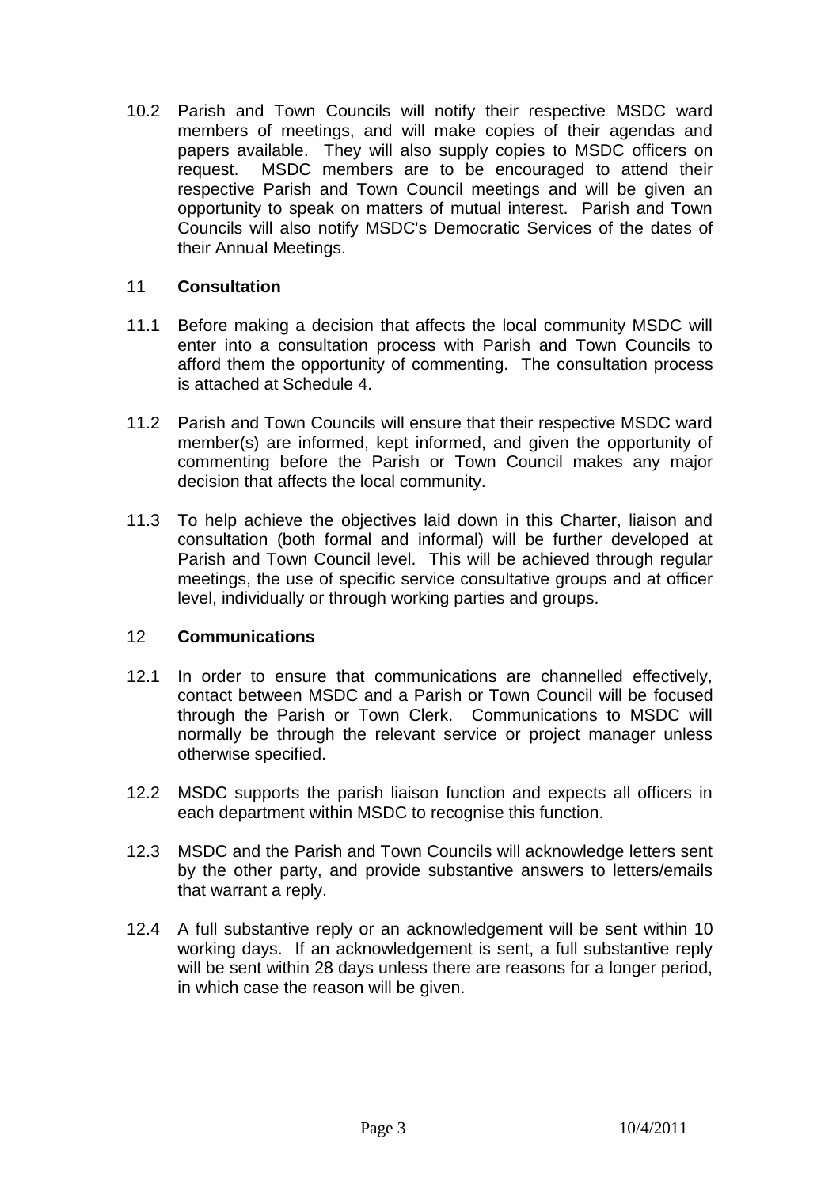10.2 Parish and Town Councils will notify their respective MSDC ward members of meetings, and will make copies of their agendas and papers available. They will also supply copies to MSDC officers on request. MSDC members are to be encouraged to attend their respective Parish and Town Council meetings and will be given an opportunity to speak on matters of mutual interest. Parish and Town Councils will also notify MSDC's Democratic Services of the dates of their Annual Meetings.

## 11 Consultation

11.1 Before making a decision that affects the local community MSDC will enter into a consultation process with Parish and Town Councils to afford them the opportunity of commenting. The consultation process is attached at Schedule 4.

11.2 Parish and Town Councils will ensure that their respective MSDC ward member(s) are informed, kept informed, and given the opportunity of commenting before the Parish or Town Council makes any major decision that affects the local community.

11.3 To help achieve the objectives laid down in this Charter, liaison and consultation (both formal and informal) will be further developed at Parish and Town Council level. This will be achieved through regular meetings, the use of specific service consultative groups and at officer level, individually or through working parties and groups.

## 12 Communications

12.1 In order to ensure that communications are channelled effectively, contact between MSDC and a Parish or Town Council will be focused through the Parish or Town Clerk. Communications to MSDC will normally be through the relevant service or project manager unless otherwise specified.

12.2 MSDC supports the parish liaison function and expects all officers in each department within MSDC to recognise this function.

12.3 MSDC and the Parish and Town Councils will acknowledge letters sent by the other party, and provide substantive answers to letters/emails that warrant a reply.

12.4 A full substantive reply or an acknowledgement will be sent within 10 working days. If an acknowledgement is sent, a full substantive reply will be sent within 28 days unless there are reasons for a longer period, in which case the reason will be given.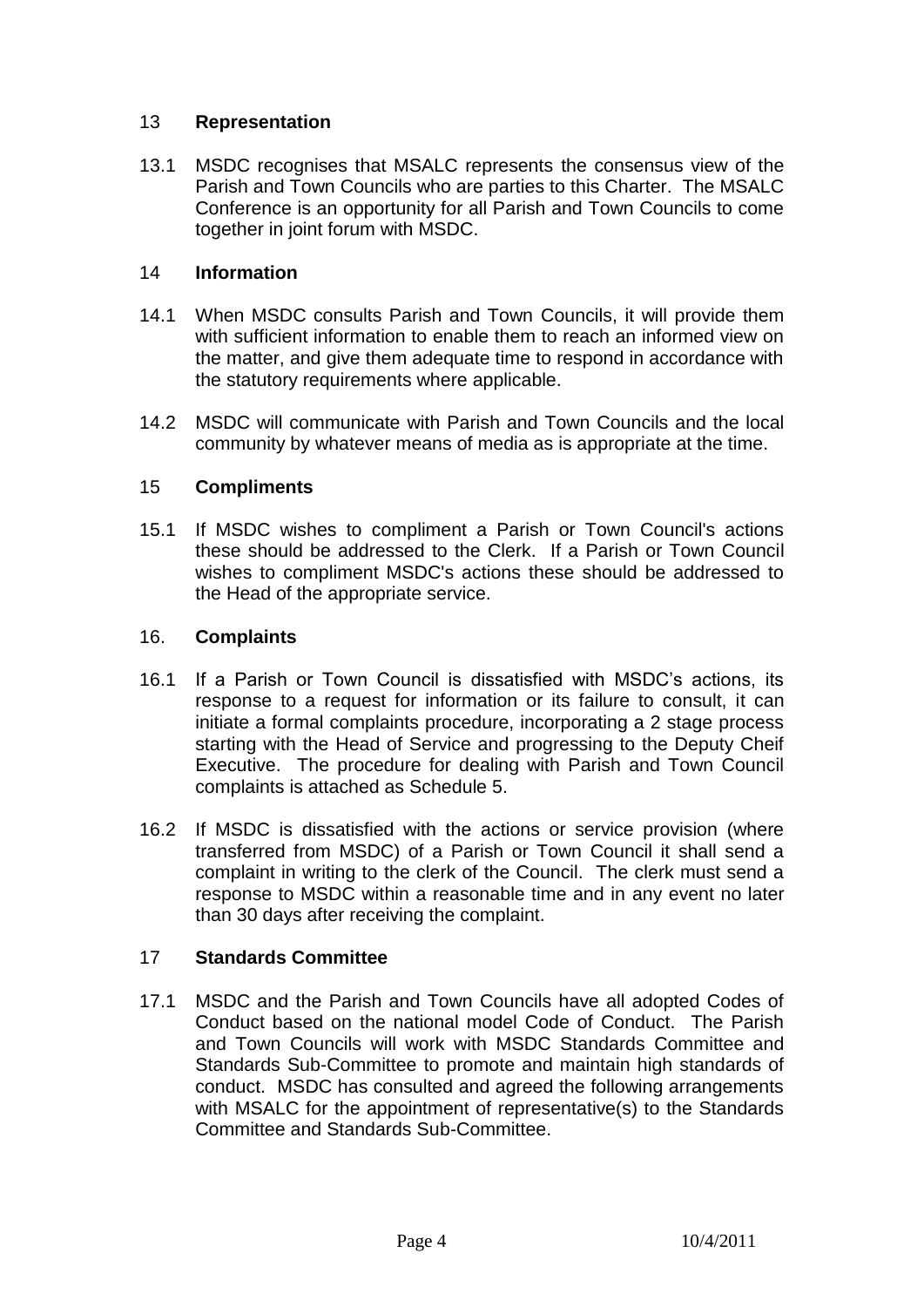## 13 Representation

13.1 MSDC recognises that MSALC represents the consensus view of the Parish and Town Councils who are parties to this Charter. The MSALC Conference is an opportunity for all Parish and Town Councils to come together in joint forum with MSDC.

## 14 Information

14.1 When MSDC consults Parish and Town Councils, it will provide them with sufficient information to enable them to reach an informed view on the matter, and give them adequate time to respond in accordance with the statutory requirements where applicable.

14.2 MSDC will communicate with Parish and Town Councils and the local community by whatever means of media as is appropriate at the time.

## 15 Compliments

15.1 If MSDC wishes to compliment a Parish or Town Council's actions these should be addressed to the Clerk. If a Parish or Town Council wishes to compliment MSDC's actions these should be addressed to the Head of the appropriate service.

## 16. Complaints

16.1 If a Parish or Town Council is dissatisfied with MSDC's actions, its response to a request for information or its failure to consult, it can initiate a formal complaints procedure, incorporating a 2 stage process starting with the Head of Service and progressing to the Deputy Cheif Executive. The procedure for dealing with Parish and Town Council complaints is attached as Schedule 5.

16.2 If MSDC is dissatisfied with the actions or service provision (where transferred from MSDC) of a Parish or Town Council it shall send a complaint in writing to the clerk of the Council. The clerk must send a response to MSDC within a reasonable time and in any event no later than 30 days after receiving the complaint.

## 17 Standards Committee

17.1 MSDC and the Parish and Town Councils have all adopted Codes of Conduct based on the national model Code of Conduct. The Parish and Town Councils will work with MSDC Standards Committee and Standards Sub-Committee to promote and maintain high standards of conduct. MSDC has consulted and agreed the following arrangements with MSALC for the appointment of representative(s) to the Standards Committee and Standards Sub-Committee.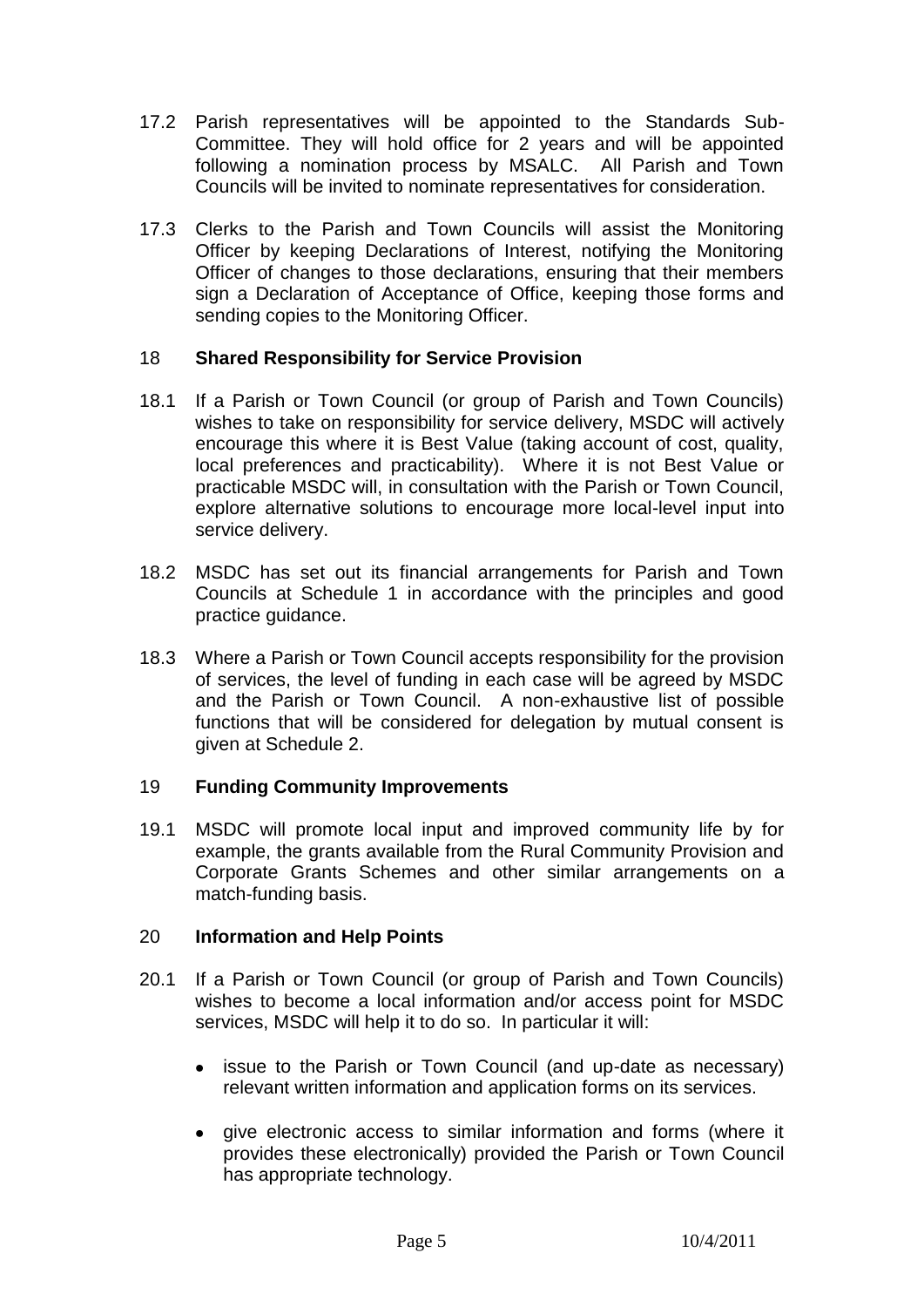17.2 Parish representatives will be appointed to the Standards Sub-Committee. They will hold office for 2 years and will be appointed following a nomination process by MSALC. All Parish and Town Councils will be invited to nominate representatives for consideration.

17.3 Clerks to the Parish and Town Councils will assist the Monitoring Officer by keeping Declarations of Interest, notifying the Monitoring Officer of changes to those declarations, ensuring that their members sign a Declaration of Acceptance of Office, keeping those forms and sending copies to the Monitoring Officer.

## 18 Shared Responsibility for Service Provision

18.1 If a Parish or Town Council (or group of Parish and Town Councils) wishes to take on responsibility for service delivery, MSDC will actively encourage this where it is Best Value (taking account of cost, quality, local preferences and practicability). Where it is not Best Value or practicable MSDC will, in consultation with the Parish or Town Council, explore alternative solutions to encourage more local-level input into service delivery.

18.2 MSDC has set out its financial arrangements for Parish and Town Councils at Schedule 1 in accordance with the principles and good practice guidance.

18.3 Where a Parish or Town Council accepts responsibility for the provision of services, the level of funding in each case will be agreed by MSDC and the Parish or Town Council. A non-exhaustive list of possible functions that will be considered for delegation by mutual consent is given at Schedule 2.

## 19 Funding Community Improvements

19.1 MSDC will promote local input and improved community life by for example, the grants available from the Rural Community Provision and Corporate Grants Schemes and other similar arrangements on a match-funding basis.

## 20 Information and Help Points

20.1 If a Parish or Town Council (or group of Parish and Town Councils) wishes to become a local information and/or access point for MSDC services, MSDC will help it to do so. In particular it will:

- issue to the Parish or Town Council (and up-date as necessary) relevant written information and application forms on its services.
- give electronic access to similar information and forms (where it provides these electronically) provided the Parish or Town Council has appropriate technology.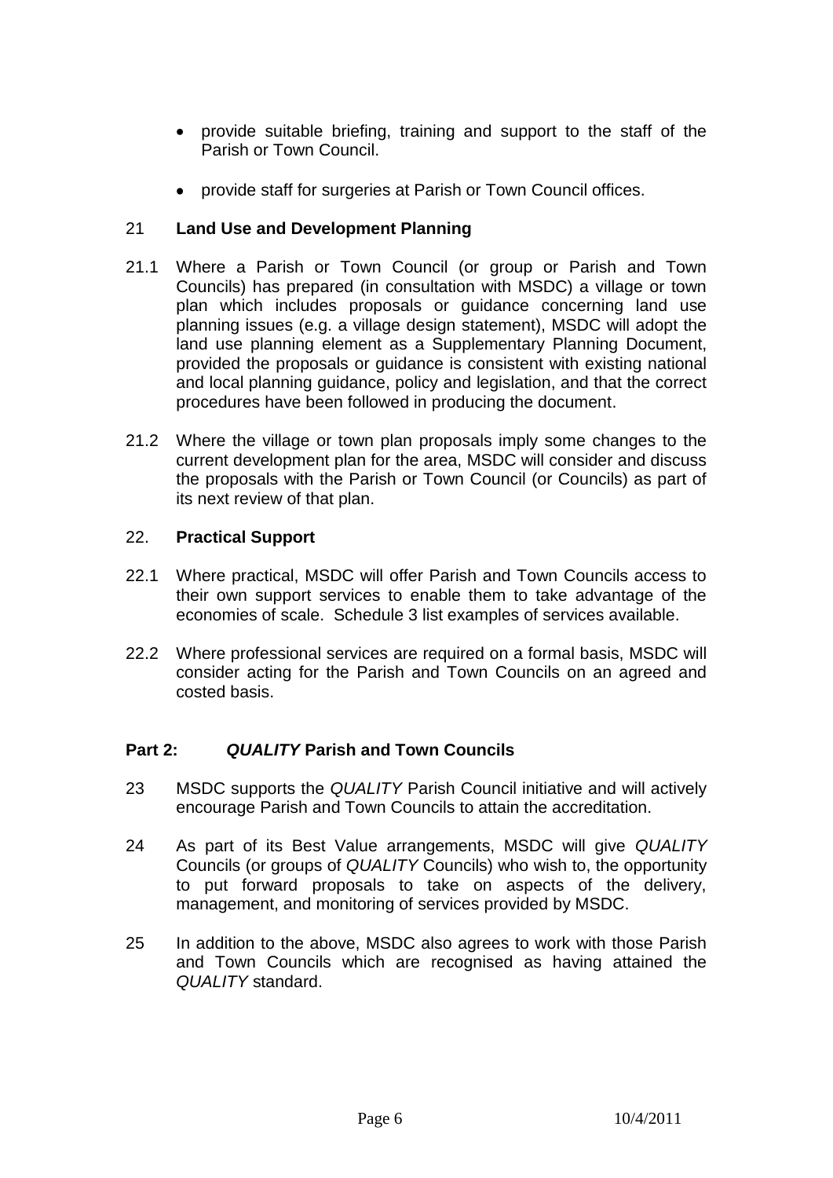- provide suitable briefing, training and support to the staff of the Parish or Town Council.
- provide staff for surgeries at Parish or Town Council offices.

## 21 Land Use and Development Planning

21.1 Where a Parish or Town Council (or group or Parish and Town Councils) has prepared (in consultation with MSDC) a village or town plan which includes proposals or guidance concerning land use planning issues (e.g. a village design statement), MSDC will adopt the land use planning element as a Supplementary Planning Document, provided the proposals or guidance is consistent with existing national and local planning guidance, policy and legislation, and that the correct procedures have been followed in producing the document.

21.2 Where the village or town plan proposals imply some changes to the current development plan for the area, MSDC will consider and discuss the proposals with the Parish or Town Council (or Councils) as part of its next review of that plan.

## 22. Practical Support

22.1 Where practical, MSDC will offer Parish and Town Councils access to their own support services to enable them to take advantage of the economies of scale. Schedule 3 list examples of services available.

22.2 Where professional services are required on a formal basis, MSDC will consider acting for the Parish and Town Councils on an agreed and costed basis.

## Part 2: *QUALITY* Parish and Town Councils

23 MSDC supports the *QUALITY* Parish Council initiative and will actively encourage Parish and Town Councils to attain the accreditation.

24 As part of its Best Value arrangements, MSDC will give *QUALITY* Councils (or groups of *QUALITY* Councils) who wish to, the opportunity to put forward proposals to take on aspects of the delivery, management, and monitoring of services provided by MSDC.

25 In addition to the above, MSDC also agrees to work with those Parish and Town Councils which are recognised as having attained the *QUALITY* standard.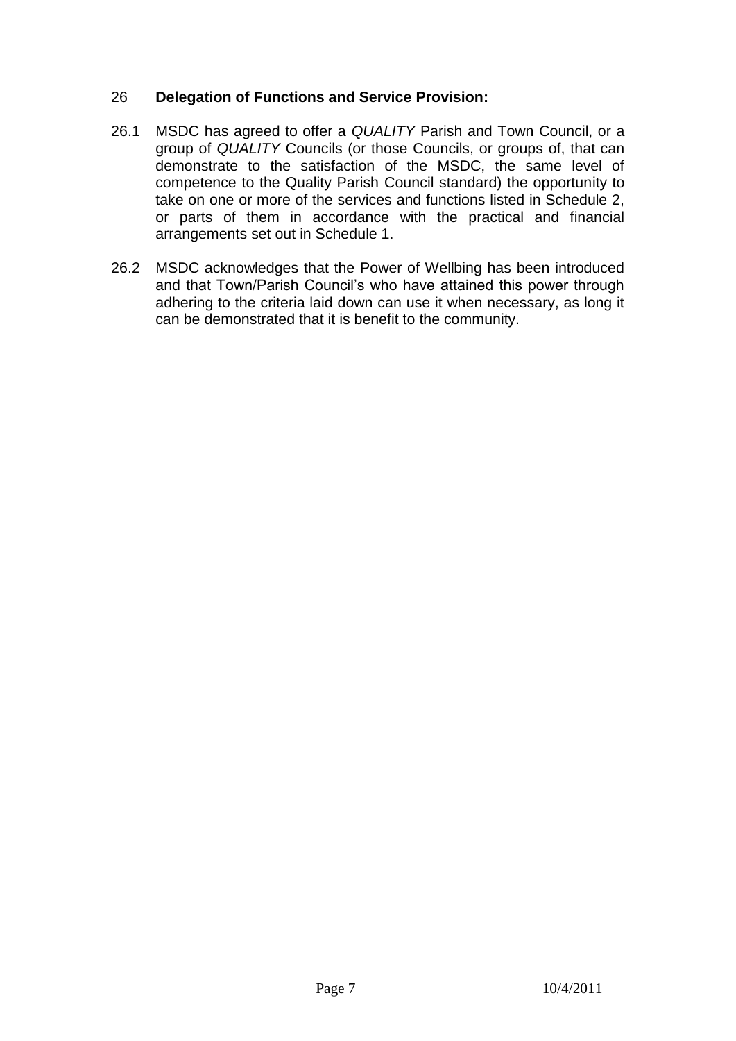## 26 **Delegation of Functions and Service Provision:**

26.1 MSDC has agreed to offer a *QUALITY* Parish and Town Council, or a group of *QUALITY* Councils (or those Councils, or groups of, that can demonstrate to the satisfaction of the MSDC, the same level of competence to the Quality Parish Council standard) the opportunity to take on one or more of the services and functions listed in Schedule 2, or parts of them in accordance with the practical and financial arrangements set out in Schedule 1.

26.2 MSDC acknowledges that the Power of Wellbing has been introduced and that Town/Parish Council's who have attained this power through adhering to the criteria laid down can use it when necessary, as long it can be demonstrated that it is benefit to the community.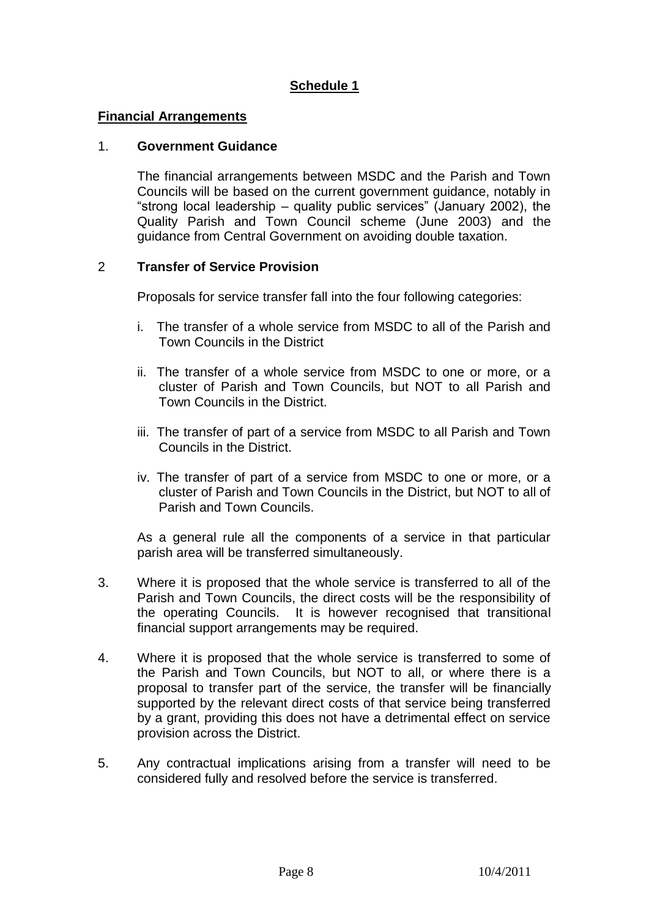## Schedule 1

### Financial Arrangements

1. **Government Guidance**

   The financial arrangements between MSDC and the Parish and Town Councils will be based on the current government guidance, notably in "strong local leadership – quality public services" (January 2002), the Quality Parish and Town Council scheme (June 2003) and the guidance from Central Government on avoiding double taxation.

2. **Transfer of Service Provision**

   Proposals for service transfer fall into the four following categories:

   i. The transfer of a whole service from MSDC to all of the Parish and Town Councils in the District

   ii. The transfer of a whole service from MSDC to one or more, or a cluster of Parish and Town Councils, but NOT to all Parish and Town Councils in the District.

   iii. The transfer of part of a service from MSDC to all Parish and Town Councils in the District.

   iv. The transfer of part of a service from MSDC to one or more, or a cluster of Parish and Town Councils in the District, but NOT to all of Parish and Town Councils.

   As a general rule all the components of a service in that particular parish area will be transferred simultaneously.

3. Where it is proposed that the whole service is transferred to all of the Parish and Town Councils, the direct costs will be the responsibility of the operating Councils. It is however recognised that transitional financial support arrangements may be required.

4. Where it is proposed that the whole service is transferred to some of the Parish and Town Councils, but NOT to all, or where there is a proposal to transfer part of the service, the transfer will be financially supported by the relevant direct costs of that service being transferred by a grant, providing this does not have a detrimental effect on service provision across the District.

5. Any contractual implications arising from a transfer will need to be considered fully and resolved before the service is transferred.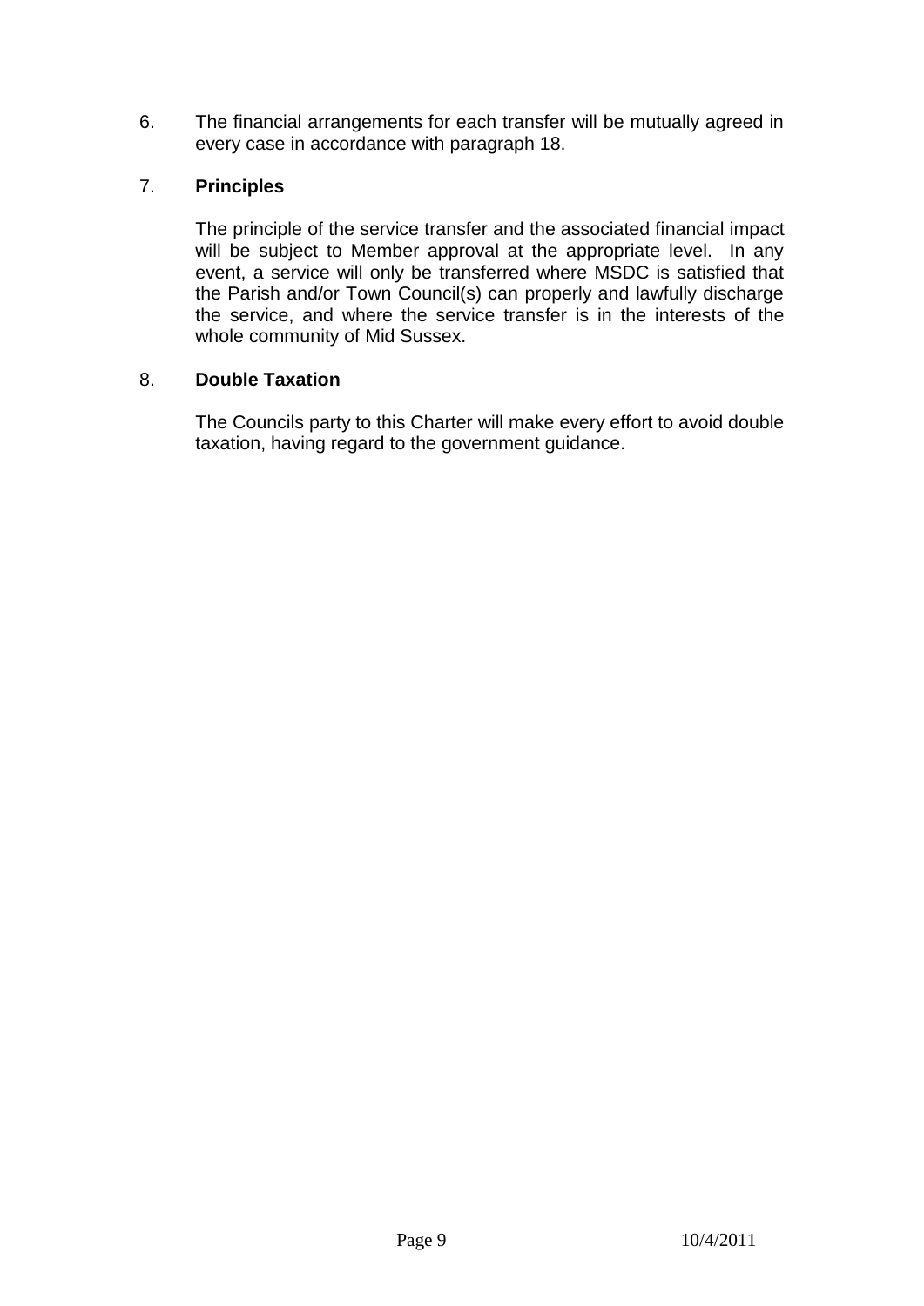6. The financial arrangements for each transfer will be mutually agreed in every case in accordance with paragraph 18.

7. **Principles**

   The principle of the service transfer and the associated financial impact will be subject to Member approval at the appropriate level. In any event, a service will only be transferred where MSDC is satisfied that the Parish and/or Town Council(s) can properly and lawfully discharge the service, and where the service transfer is in the interests of the whole community of Mid Sussex.

8. **Double Taxation**

   The Councils party to this Charter will make every effort to avoid double taxation, having regard to the government guidance.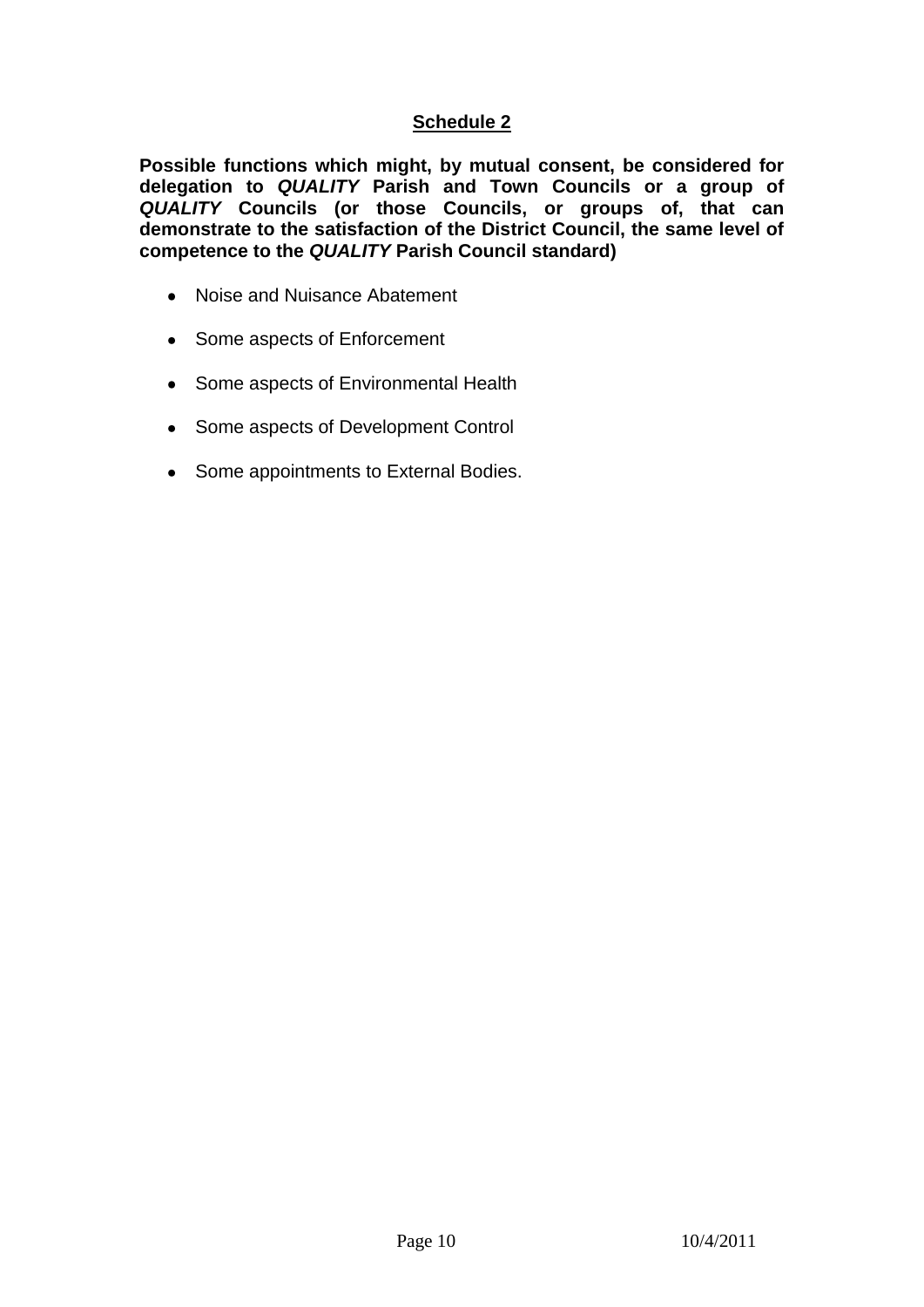## Schedule 2

**Possible functions which might, by mutual consent, be considered for delegation to *QUALITY* Parish and Town Councils or a group of *QUALITY* Councils (or those Councils, or groups of, that can demonstrate to the satisfaction of the District Council, the same level of competence to the *QUALITY* Parish Council standard)**

- Noise and Nuisance Abatement
- Some aspects of Enforcement
- Some aspects of Environmental Health
- Some aspects of Development Control
- Some appointments to External Bodies.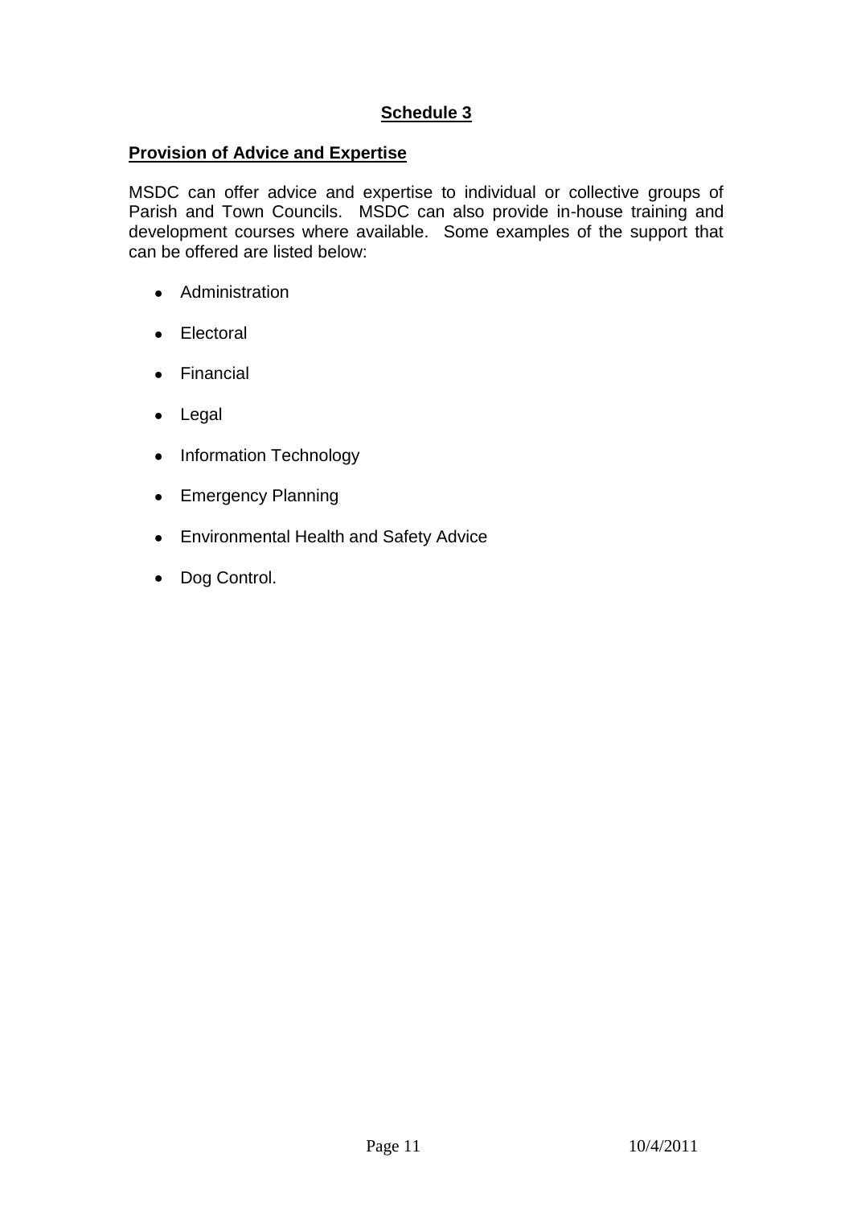## Schedule 3

### Provision of Advice and Expertise

MSDC can offer advice and expertise to individual or collective groups of Parish and Town Councils. MSDC can also provide in-house training and development courses where available. Some examples of the support that can be offered are listed below:

- Administration
- Electoral
- Financial
- Legal
- Information Technology
- Emergency Planning
- Environmental Health and Safety Advice
- Dog Control.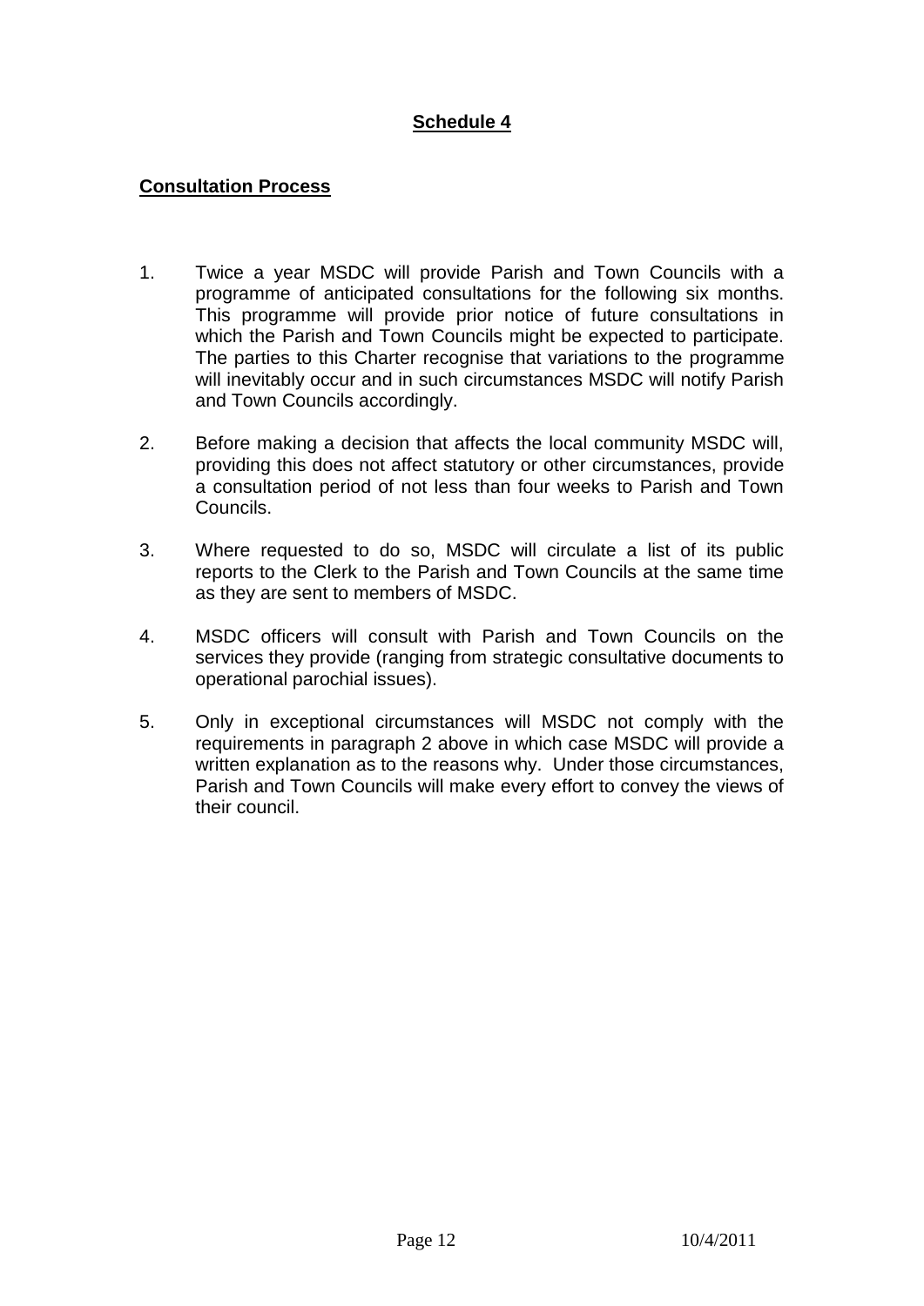## Schedule 4

### Consultation Process

1. Twice a year MSDC will provide Parish and Town Councils with a programme of anticipated consultations for the following six months. This programme will provide prior notice of future consultations in which the Parish and Town Councils might be expected to participate. The parties to this Charter recognise that variations to the programme will inevitably occur and in such circumstances MSDC will notify Parish and Town Councils accordingly.

2. Before making a decision that affects the local community MSDC will, providing this does not affect statutory or other circumstances, provide a consultation period of not less than four weeks to Parish and Town Councils.

3. Where requested to do so, MSDC will circulate a list of its public reports to the Clerk to the Parish and Town Councils at the same time as they are sent to members of MSDC.

4. MSDC officers will consult with Parish and Town Councils on the services they provide (ranging from strategic consultative documents to operational parochial issues).

5. Only in exceptional circumstances will MSDC not comply with the requirements in paragraph 2 above in which case MSDC will provide a written explanation as to the reasons why. Under those circumstances, Parish and Town Councils will make every effort to convey the views of their council.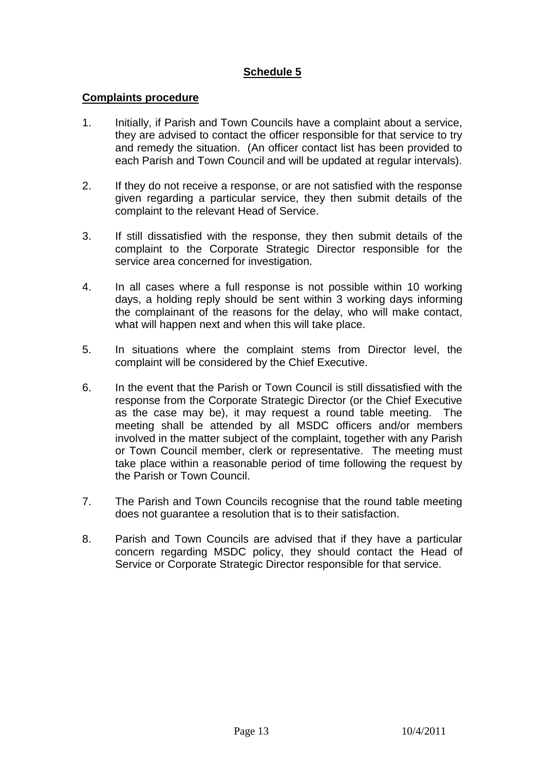## Schedule 5

### Complaints procedure

1. Initially, if Parish and Town Councils have a complaint about a service, they are advised to contact the officer responsible for that service to try and remedy the situation. (An officer contact list has been provided to each Parish and Town Council and will be updated at regular intervals).

2. If they do not receive a response, or are not satisfied with the response given regarding a particular service, they then submit details of the complaint to the relevant Head of Service.

3. If still dissatisfied with the response, they then submit details of the complaint to the Corporate Strategic Director responsible for the service area concerned for investigation.

4. In all cases where a full response is not possible within 10 working days, a holding reply should be sent within 3 working days informing the complainant of the reasons for the delay, who will make contact, what will happen next and when this will take place.

5. In situations where the complaint stems from Director level, the complaint will be considered by the Chief Executive.

6. In the event that the Parish or Town Council is still dissatisfied with the response from the Corporate Strategic Director (or the Chief Executive as the case may be), it may request a round table meeting. The meeting shall be attended by all MSDC officers and/or members involved in the matter subject of the complaint, together with any Parish or Town Council member, clerk or representative. The meeting must take place within a reasonable period of time following the request by the Parish or Town Council.

7. The Parish and Town Councils recognise that the round table meeting does not guarantee a resolution that is to their satisfaction.

8. Parish and Town Councils are advised that if they have a particular concern regarding MSDC policy, they should contact the Head of Service or Corporate Strategic Director responsible for that service.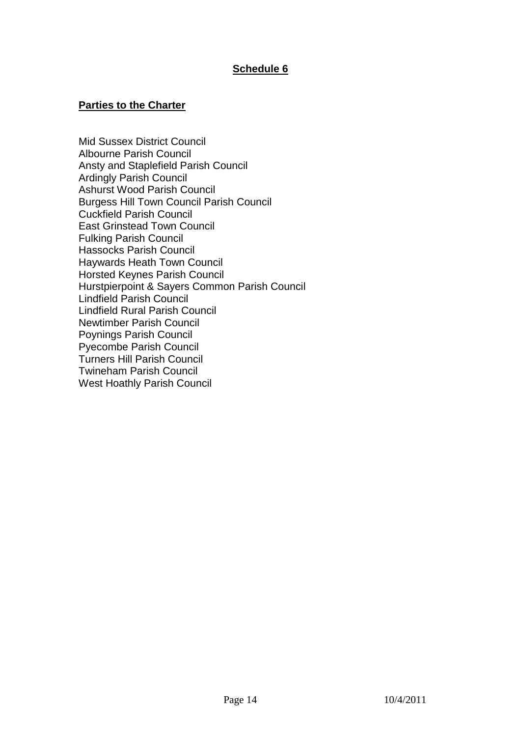# Schedule 6

## Parties to the Charter

Mid Sussex District Council
Albourne Parish Council
Ansty and Staplefield Parish Council
Ardingly Parish Council
Ashurst Wood Parish Council
Burgess Hill Town Council Parish Council
Cuckfield Parish Council
East Grinstead Town Council
Fulking Parish Council
Hassocks Parish Council
Haywards Heath Town Council
Horsted Keynes Parish Council
Hurstpierpoint & Sayers Common Parish Council
Lindfield Parish Council
Lindfield Rural Parish Council
Newtimber Parish Council
Poynings Parish Council
Pyecombe Parish Council
Turners Hill Parish Council
Twineham Parish Council
West Hoathly Parish Council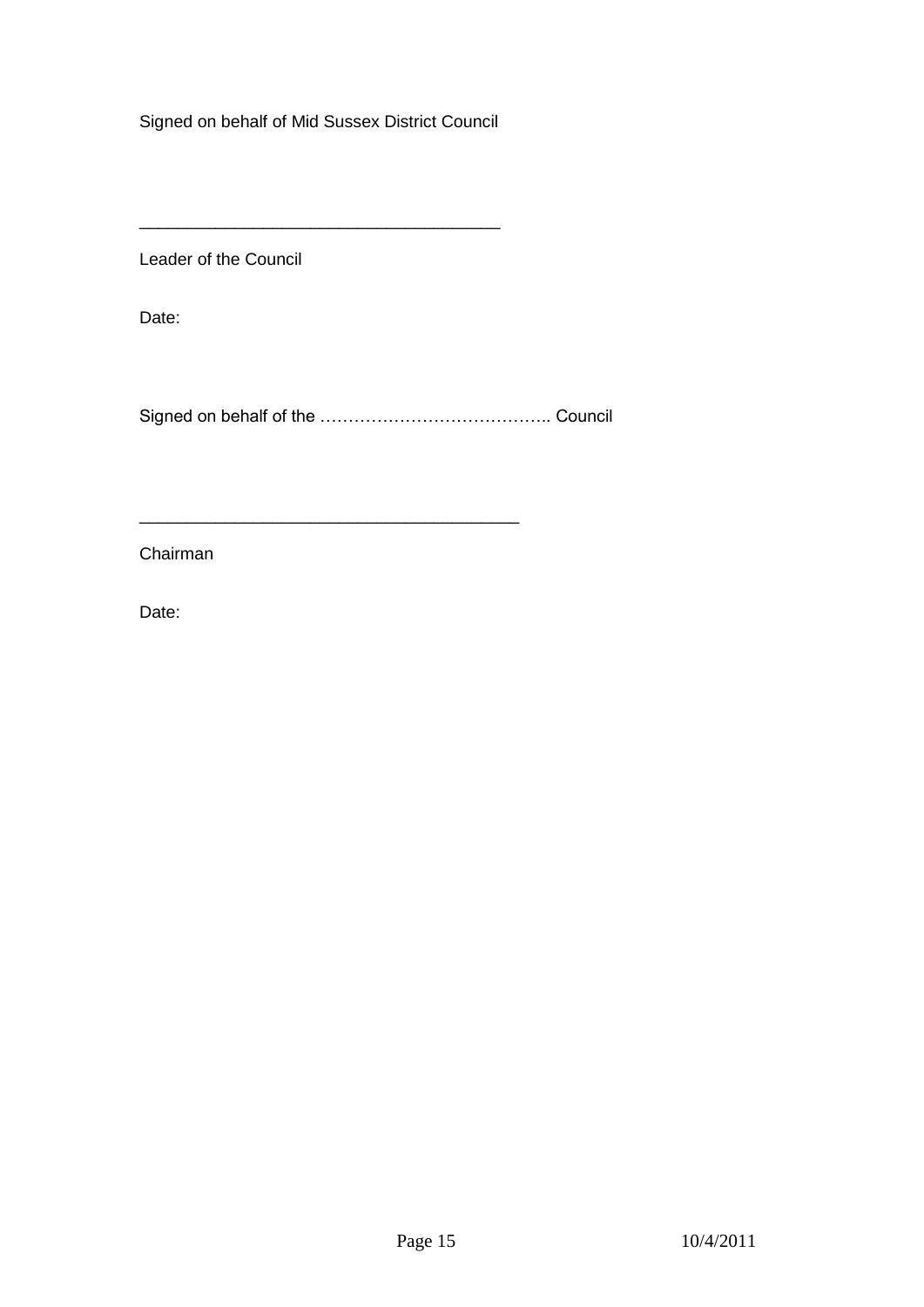Signed on behalf of Mid Sussex District Council

\_\_\_\_\_\_\_\_\_\_\_\_\_\_\_\_\_\_\_\_\_\_\_\_\_\_\_\_\_\_\_\_\_\_\_\_\_\_

Leader of the Council

Date:

Signed on behalf of the ………………………………….. Council

\_\_\_\_\_\_\_\_\_\_\_\_\_\_\_\_\_\_\_\_\_\_\_\_\_\_\_\_\_\_\_\_\_\_\_\_\_\_\_\_

Chairman

Date: